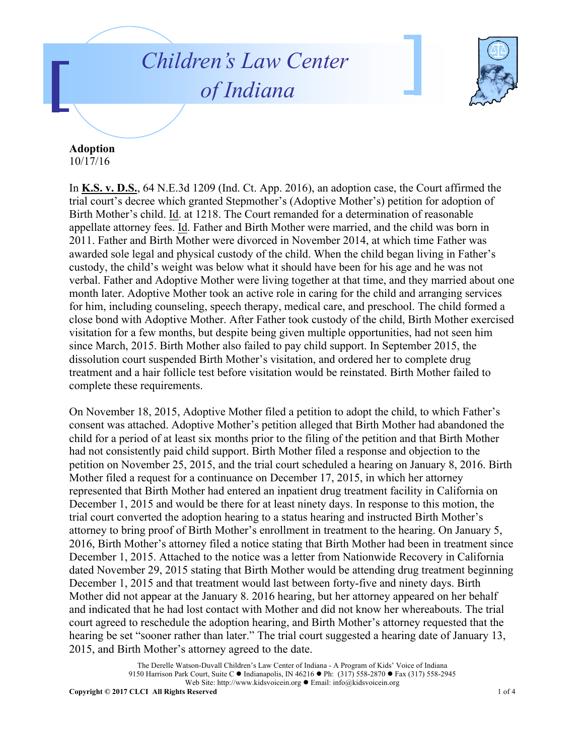# Children's Law Center of Indiana

**Adoption**
10/17/16

In **K.S. v. D.S.**, 64 N.E.3d 1209 (Ind. Ct. App. 2016), an adoption case, the Court affirmed the trial court's decree which granted Stepmother's (Adoptive Mother's) petition for adoption of Birth Mother's child. Id. at 1218. The Court remanded for a determination of reasonable appellate attorney fees. Id. Father and Birth Mother were married, and the child was born in 2011. Father and Birth Mother were divorced in November 2014, at which time Father was awarded sole legal and physical custody of the child. When the child began living in Father's custody, the child's weight was below what it should have been for his age and he was not verbal. Father and Adoptive Mother were living together at that time, and they married about one month later. Adoptive Mother took an active role in caring for the child and arranging services for him, including counseling, speech therapy, medical care, and preschool. The child formed a close bond with Adoptive Mother. After Father took custody of the child, Birth Mother exercised visitation for a few months, but despite being given multiple opportunities, had not seen him since March, 2015. Birth Mother also failed to pay child support. In September 2015, the dissolution court suspended Birth Mother's visitation, and ordered her to complete drug treatment and a hair follicle test before visitation would be reinstated. Birth Mother failed to complete these requirements.

On November 18, 2015, Adoptive Mother filed a petition to adopt the child, to which Father's consent was attached. Adoptive Mother's petition alleged that Birth Mother had abandoned the child for a period of at least six months prior to the filing of the petition and that Birth Mother had not consistently paid child support. Birth Mother filed a response and objection to the petition on November 25, 2015, and the trial court scheduled a hearing on January 8, 2016. Birth Mother filed a request for a continuance on December 17, 2015, in which her attorney represented that Birth Mother had entered an inpatient drug treatment facility in California on December 1, 2015 and would be there for at least ninety days. In response to this motion, the trial court converted the adoption hearing to a status hearing and instructed Birth Mother's attorney to bring proof of Birth Mother's enrollment in treatment to the hearing. On January 5, 2016, Birth Mother's attorney filed a notice stating that Birth Mother had been in treatment since December 1, 2015. Attached to the notice was a letter from Nationwide Recovery in California dated November 29, 2015 stating that Birth Mother would be attending drug treatment beginning December 1, 2015 and that treatment would last between forty-five and ninety days. Birth Mother did not appear at the January 8. 2016 hearing, but her attorney appeared on her behalf and indicated that he had lost contact with Mother and did not know her whereabouts. The trial court agreed to reschedule the adoption hearing, and Birth Mother's attorney requested that the hearing be set "sooner rather than later." The trial court suggested a hearing date of January 13, 2015, and Birth Mother's attorney agreed to the date.

The Derelle Watson-Duvall Children's Law Center of Indiana - A Program of Kids' Voice of Indiana
9150 Harrison Park Court, Suite C ● Indianapolis, IN 46216 ● Ph: (317) 558-2870 ● Fax (317) 558-2945
Web Site: http://www.kidsvoicein.org ● Email: info@kidsvoicein.org

**Copyright © 2017 CLCI All Rights Reserved**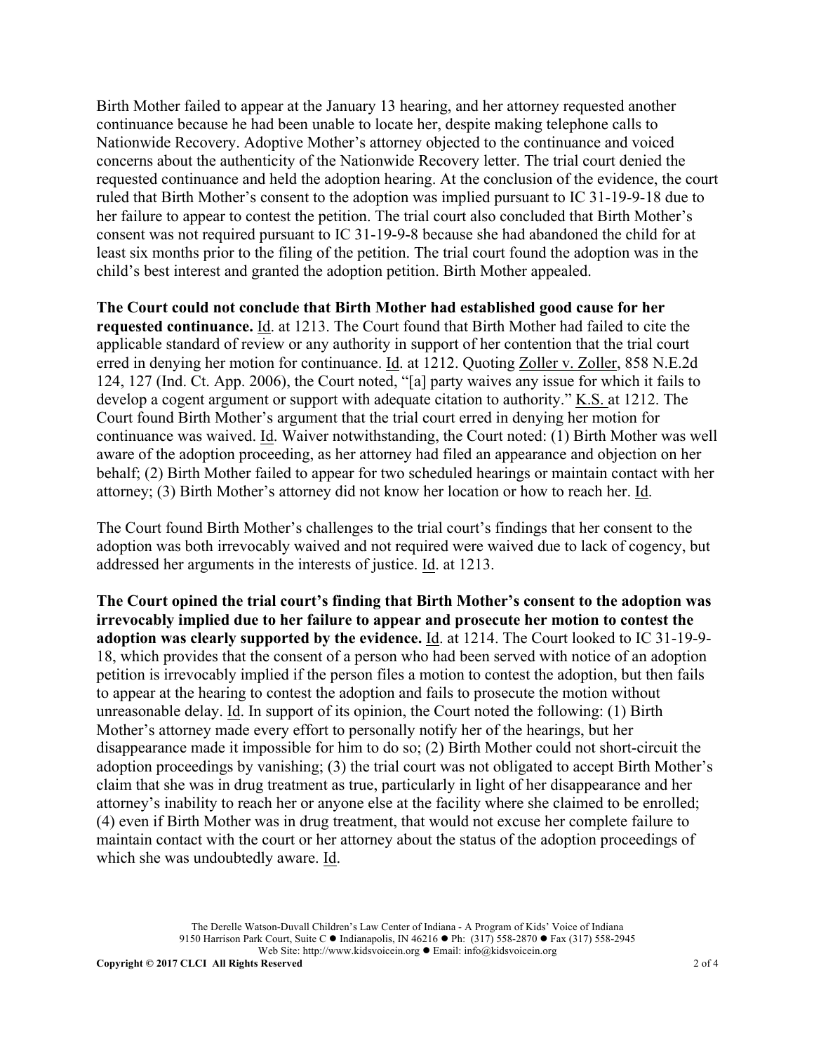Birth Mother failed to appear at the January 13 hearing, and her attorney requested another continuance because he had been unable to locate her, despite making telephone calls to Nationwide Recovery. Adoptive Mother's attorney objected to the continuance and voiced concerns about the authenticity of the Nationwide Recovery letter. The trial court denied the requested continuance and held the adoption hearing. At the conclusion of the evidence, the court ruled that Birth Mother's consent to the adoption was implied pursuant to IC 31-19-9-18 due to her failure to appear to contest the petition. The trial court also concluded that Birth Mother's consent was not required pursuant to IC 31-19-9-8 because she had abandoned the child for at least six months prior to the filing of the petition. The trial court found the adoption was in the child's best interest and granted the adoption petition. Birth Mother appealed.

**The Court could not conclude that Birth Mother had established good cause for her requested continuance.** Id. at 1213. The Court found that Birth Mother had failed to cite the applicable standard of review or any authority in support of her contention that the trial court erred in denying her motion for continuance. Id. at 1212. Quoting Zoller v. Zoller, 858 N.E.2d 124, 127 (Ind. Ct. App. 2006), the Court noted, "[a] party waives any issue for which it fails to develop a cogent argument or support with adequate citation to authority." K.S. at 1212. The Court found Birth Mother's argument that the trial court erred in denying her motion for continuance was waived. Id. Waiver notwithstanding, the Court noted: (1) Birth Mother was well aware of the adoption proceeding, as her attorney had filed an appearance and objection on her behalf; (2) Birth Mother failed to appear for two scheduled hearings or maintain contact with her attorney; (3) Birth Mother's attorney did not know her location or how to reach her. Id.

The Court found Birth Mother's challenges to the trial court's findings that her consent to the adoption was both irrevocably waived and not required were waived due to lack of cogency, but addressed her arguments in the interests of justice. Id. at 1213.

**The Court opined the trial court's finding that Birth Mother's consent to the adoption was irrevocably implied due to her failure to appear and prosecute her motion to contest the adoption was clearly supported by the evidence.** Id. at 1214. The Court looked to IC 31-19-9-18, which provides that the consent of a person who had been served with notice of an adoption petition is irrevocably implied if the person files a motion to contest the adoption, but then fails to appear at the hearing to contest the adoption and fails to prosecute the motion without unreasonable delay. Id. In support of its opinion, the Court noted the following: (1) Birth Mother's attorney made every effort to personally notify her of the hearings, but her disappearance made it impossible for him to do so; (2) Birth Mother could not short-circuit the adoption proceedings by vanishing; (3) the trial court was not obligated to accept Birth Mother's claim that she was in drug treatment as true, particularly in light of her disappearance and her attorney's inability to reach her or anyone else at the facility where she claimed to be enrolled; (4) even if Birth Mother was in drug treatment, that would not excuse her complete failure to maintain contact with the court or her attorney about the status of the adoption proceedings of which she was undoubtedly aware. Id.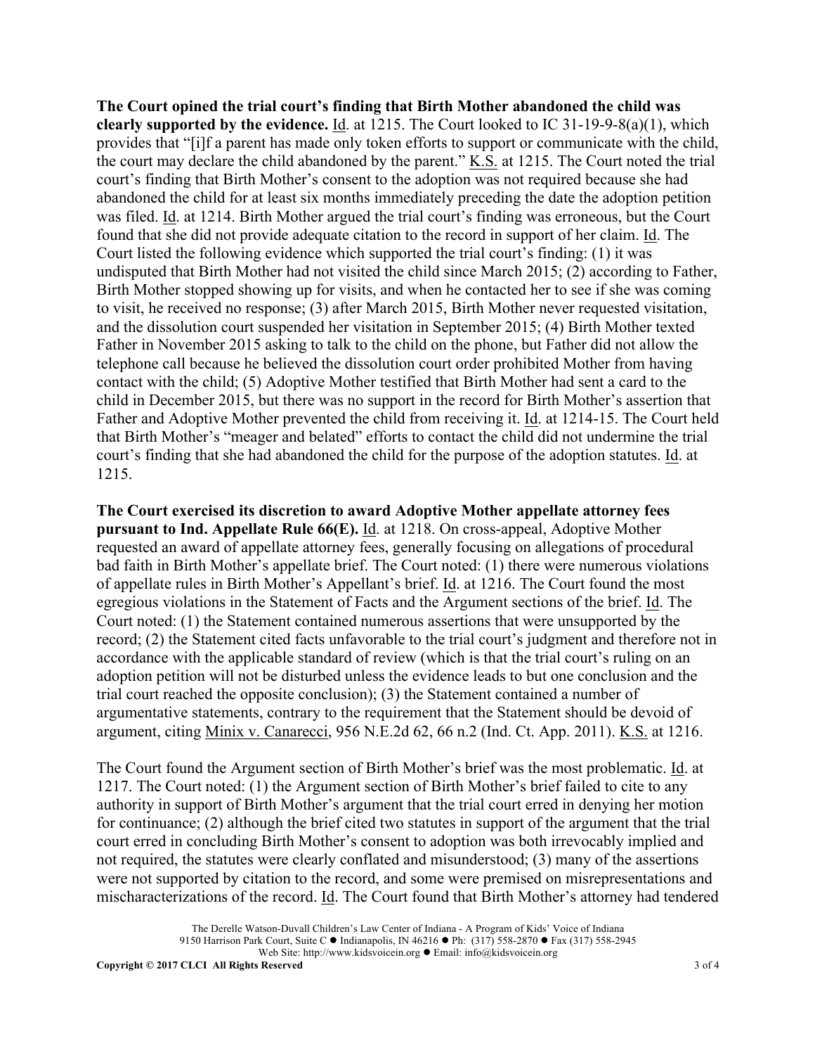**The Court opined the trial court's finding that Birth Mother abandoned the child was clearly supported by the evidence.** Id. at 1215. The Court looked to IC 31-19-9-8(a)(1), which provides that "[i]f a parent has made only token efforts to support or communicate with the child, the court may declare the child abandoned by the parent." K.S. at 1215. The Court noted the trial court's finding that Birth Mother's consent to the adoption was not required because she had abandoned the child for at least six months immediately preceding the date the adoption petition was filed. Id. at 1214. Birth Mother argued the trial court's finding was erroneous, but the Court found that she did not provide adequate citation to the record in support of her claim. Id. The Court listed the following evidence which supported the trial court's finding: (1) it was undisputed that Birth Mother had not visited the child since March 2015; (2) according to Father, Birth Mother stopped showing up for visits, and when he contacted her to see if she was coming to visit, he received no response; (3) after March 2015, Birth Mother never requested visitation, and the dissolution court suspended her visitation in September 2015; (4) Birth Mother texted Father in November 2015 asking to talk to the child on the phone, but Father did not allow the telephone call because he believed the dissolution court order prohibited Mother from having contact with the child; (5) Adoptive Mother testified that Birth Mother had sent a card to the child in December 2015, but there was no support in the record for Birth Mother's assertion that Father and Adoptive Mother prevented the child from receiving it. Id. at 1214-15. The Court held that Birth Mother's "meager and belated" efforts to contact the child did not undermine the trial court's finding that she had abandoned the child for the purpose of the adoption statutes. Id. at 1215.

**The Court exercised its discretion to award Adoptive Mother appellate attorney fees pursuant to Ind. Appellate Rule 66(E).** Id. at 1218. On cross-appeal, Adoptive Mother requested an award of appellate attorney fees, generally focusing on allegations of procedural bad faith in Birth Mother's appellate brief. The Court noted: (1) there were numerous violations of appellate rules in Birth Mother's Appellant's brief. Id. at 1216. The Court found the most egregious violations in the Statement of Facts and the Argument sections of the brief. Id. The Court noted: (1) the Statement contained numerous assertions that were unsupported by the record; (2) the Statement cited facts unfavorable to the trial court's judgment and therefore not in accordance with the applicable standard of review (which is that the trial court's ruling on an adoption petition will not be disturbed unless the evidence leads to but one conclusion and the trial court reached the opposite conclusion); (3) the Statement contained a number of argumentative statements, contrary to the requirement that the Statement should be devoid of argument, citing Minix v. Canarecci, 956 N.E.2d 62, 66 n.2 (Ind. Ct. App. 2011). K.S. at 1216.

The Court found the Argument section of Birth Mother's brief was the most problematic. Id. at 1217. The Court noted: (1) the Argument section of Birth Mother's brief failed to cite to any authority in support of Birth Mother's argument that the trial court erred in denying her motion for continuance; (2) although the brief cited two statutes in support of the argument that the trial court erred in concluding Birth Mother's consent to adoption was both irrevocably implied and not required, the statutes were clearly conflated and misunderstood; (3) many of the assertions were not supported by citation to the record, and some were premised on misrepresentations and mischaracterizations of the record. Id. The Court found that Birth Mother's attorney had tendered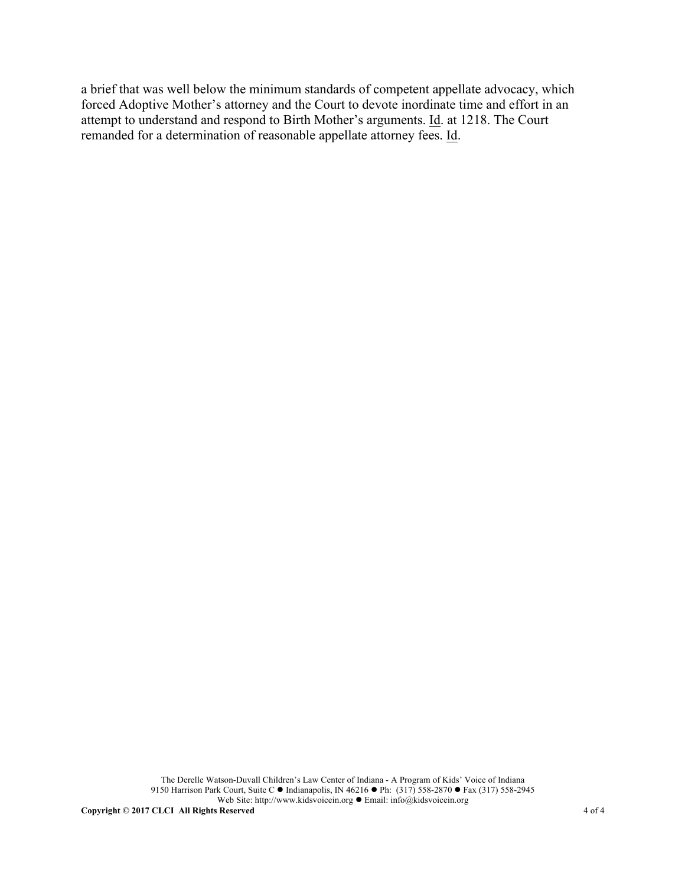a brief that was well below the minimum standards of competent appellate advocacy, which forced Adoptive Mother's attorney and the Court to devote inordinate time and effort in an attempt to understand and respond to Birth Mother's arguments. Id. at 1218. The Court remanded for a determination of reasonable appellate attorney fees. Id.